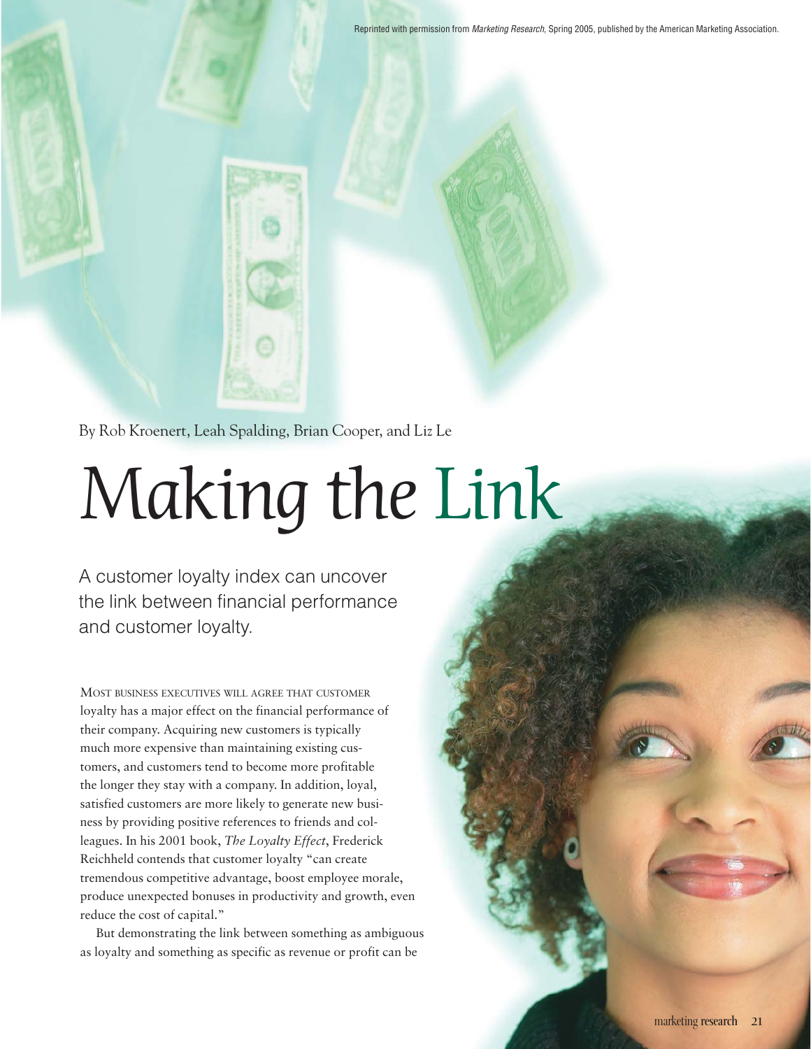Reprinted with permission from *Marketing Research*, Spring 2005, published by the American Marketing Association.

By Rob Kroenert, Leah Spalding, Brian Cooper, and Liz Le

# Making the Link

## A customer loyalty index can uncover the link between financial performance and customer loyalty.

MOST BUSINESS EXECUTIVES WILL AGREE THAT CUSTOMER loyalty has a major effect on the financial performance of their company. Acquiring new customers is typically much more expensive than maintaining existing customers, and customers tend to become more profitable the longer they stay with a company. In addition, loyal, satisfied customers are more likely to generate new business by providing positive references to friends and colleagues. In his 2001 book, *The Loyalty Effect*, Frederick Reichheld contends that customer loyalty "can create tremendous competitive advantage, boost employee morale, produce unexpected bonuses in productivity and growth, even reduce the cost of capital."

But demonstrating the link between something as ambiguous as loyalty and something as specific as revenue or profit can be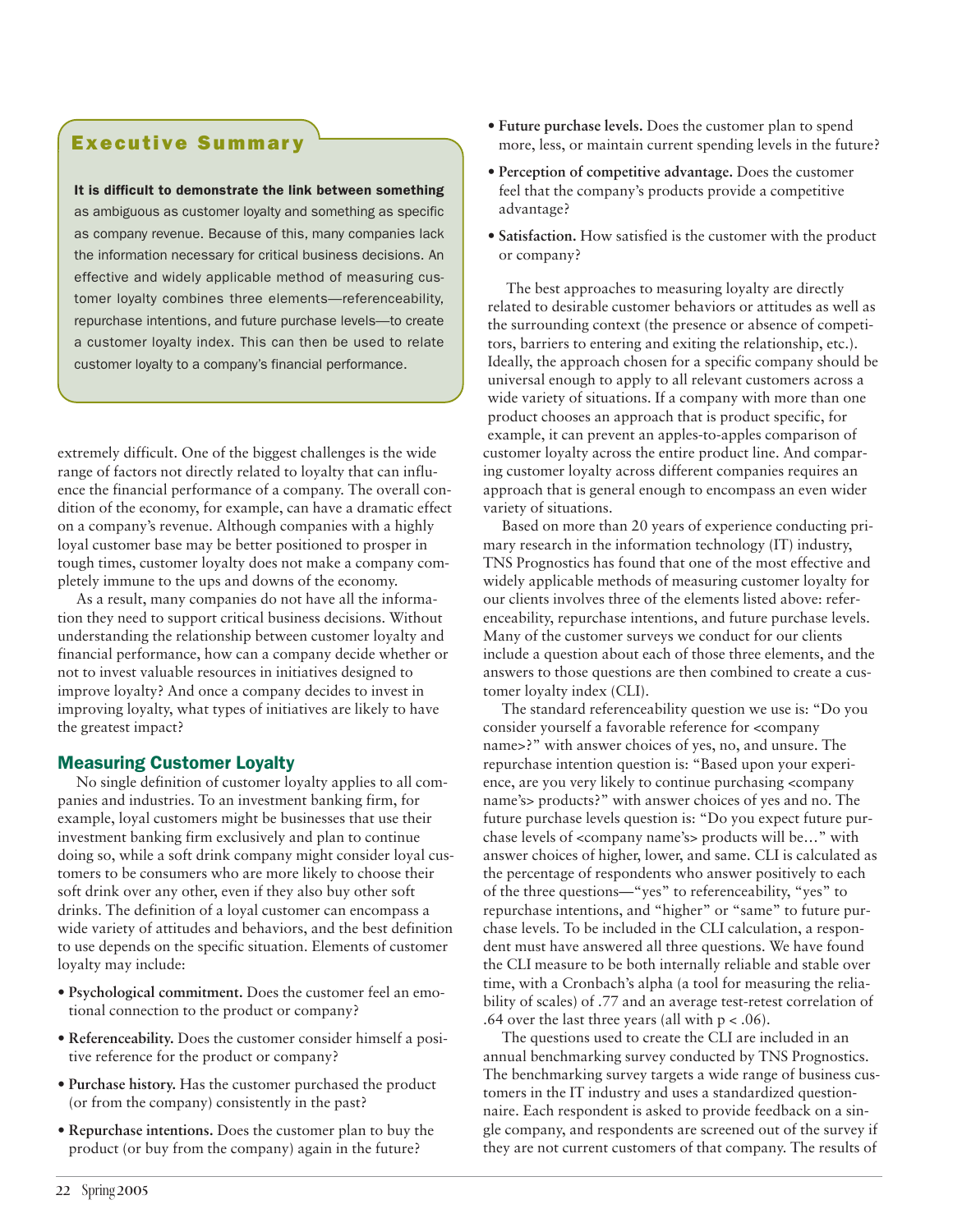## Executive Summary

**It is difficult to demonstrate the link between something** as ambiguous as customer loyalty and something as specific as company revenue. Because of this, many companies lack the information necessary for critical business decisions. An effective and widely applicable method of measuring customer loyalty combines three elements—referenceability, repurchase intentions, and future purchase levels—to create a customer loyalty index. This can then be used to relate customer loyalty to a company's financial performance.

extremely difficult. One of the biggest challenges is the wide range of factors not directly related to loyalty that can influence the financial performance of a company. The overall condition of the economy, for example, can have a dramatic effect on a company's revenue. Although companies with a highly loyal customer base may be better positioned to prosper in tough times, customer loyalty does not make a company completely immune to the ups and downs of the economy.

As a result, many companies do not have all the information they need to support critical business decisions. Without understanding the relationship between customer loyalty and financial performance, how can a company decide whether or not to invest valuable resources in initiatives designed to improve loyalty? And once a company decides to invest in improving loyalty, what types of initiatives are likely to have the greatest impact?

### Measuring Customer Loyalty

No single definition of customer loyalty applies to all companies and industries. To an investment banking firm, for example, loyal customers might be businesses that use their investment banking firm exclusively and plan to continue doing so, while a soft drink company might consider loyal customers to be consumers who are more likely to choose their soft drink over any other, even if they also buy other soft drinks. The definition of a loyal customer can encompass a wide variety of attitudes and behaviors, and the best definition to use depends on the specific situation. Elements of customer loyalty may include:

- **Psychological commitment.** Does the customer feel an emotional connection to the product or company?
- **Referenceability.** Does the customer consider himself a positive reference for the product or company?
- **Purchase history.** Has the customer purchased the product (or from the company) consistently in the past?
- **Repurchase intentions.** Does the customer plan to buy the product (or buy from the company) again in the future?
- **Future purchase levels.** Does the customer plan to spend more, less, or maintain current spending levels in the future?
- **Perception of competitive advantage.** Does the customer feel that the company's products provide a competitive advantage?
- **Satisfaction.** How satisfied is the customer with the product or company?

The best approaches to measuring loyalty are directly related to desirable customer behaviors or attitudes as well as the surrounding context (the presence or absence of competitors, barriers to entering and exiting the relationship, etc.). Ideally, the approach chosen for a specific company should be universal enough to apply to all relevant customers across a wide variety of situations. If a company with more than one product chooses an approach that is product specific, for example, it can prevent an apples-to-apples comparison of customer loyalty across the entire product line. And comparing customer loyalty across different companies requires an approach that is general enough to encompass an even wider variety of situations.

Based on more than 20 years of experience conducting primary research in the information technology (IT) industry, TNS Prognostics has found that one of the most effective and widely applicable methods of measuring customer loyalty for our clients involves three of the elements listed above: referenceability, repurchase intentions, and future purchase levels. Many of the customer surveys we conduct for our clients include a question about each of those three elements, and the answers to those questions are then combined to create a customer loyalty index (CLI).

The standard referenceability question we use is: "Do you consider yourself a favorable reference for <company name>?" with answer choices of yes, no, and unsure. The repurchase intention question is: "Based upon your experience, are you very likely to continue purchasing <company name's> products?" with answer choices of yes and no. The future purchase levels question is: "Do you expect future purchase levels of <company name's> products will be…" with answer choices of higher, lower, and same. CLI is calculated as the percentage of respondents who answer positively to each of the three questions—"yes" to referenceability, "yes" to repurchase intentions, and "higher" or "same" to future purchase levels. To be included in the CLI calculation, a respondent must have answered all three questions. We have found the CLI measure to be both internally reliable and stable over time, with a Cronbach's alpha (a tool for measuring the reliability of scales) of .77 and an average test-retest correlation of .64 over the last three years (all with $p < .06$).

The questions used to create the CLI are included in an annual benchmarking survey conducted by TNS Prognostics. The benchmarking survey targets a wide range of business customers in the IT industry and uses a standardized questionnaire. Each respondent is asked to provide feedback on a single company, and respondents are screened out of the survey if they are not current customers of that company. The results of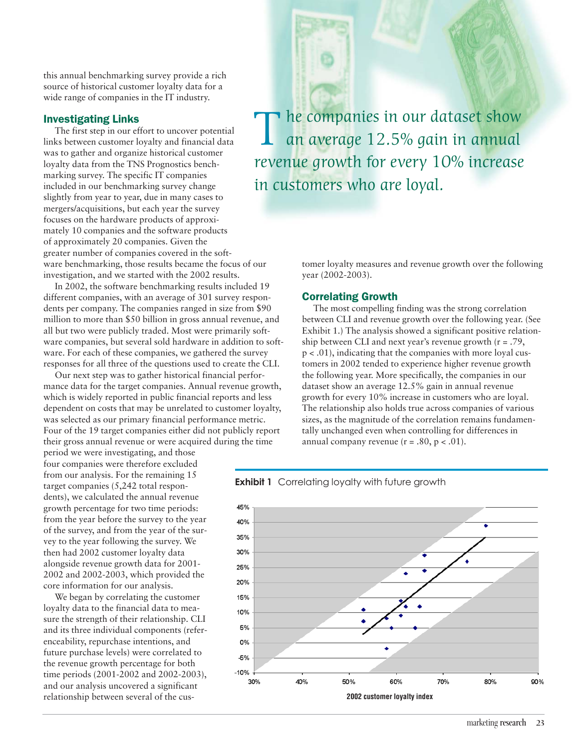this annual benchmarking survey provide a rich source of historical customer loyalty data for a wide range of companies in the IT industry.

### Investigating Links

The first step in our effort to uncover potential links between customer loyalty and financial data was to gather and organize historical customer loyalty data from the TNS Prognostics benchmarking survey. The specific IT companies included in our benchmarking survey change slightly from year to year, due in many cases to mergers/acquisitions, but each year the survey focuses on the hardware products of approximately 10 companies and the software products of approximately 20 companies. Given the greater number of companies covered in the software benchmarking, those results became the focus of our investigation, and we started with the 2002 results.

In 2002, the software benchmarking results included 19 different companies, with an average of 301 survey respondents per company. The companies ranged in size from $90 million to more than $50 billion in gross annual revenue, and all but two were publicly traded. Most were primarily software companies, but several sold hardware in addition to software. For each of these companies, we gathered the survey responses for all three of the questions used to create the CLI.

Our next step was to gather historical financial performance data for the target companies. Annual revenue growth, which is widely reported in public financial reports and less dependent on costs that may be unrelated to customer loyalty, was selected as our primary financial performance metric. Four of the 19 target companies either did not publicly report their gross annual revenue or were acquired during the time period we were investigating, and those four companies were therefore excluded from our analysis. For the remaining 15 target companies (5,242 total respondents), we calculated the annual revenue growth percentage for two time periods: from the year before the survey to the year of the survey, and from the year of the survey to the year following the survey. We then had 2002 customer loyalty data alongside revenue growth data for 2001-2002 and 2002-2003, which provided the core information for our analysis.

We began by correlating the customer loyalty data to the financial data to measure the strength of their relationship. CLI and its three individual components (referenceability, repurchase intentions, and future purchase levels) were correlated to the revenue growth percentage for both time periods (2001-2002 and 2002-2003), and our analysis uncovered a significant relationship between several of the customer loyalty measures and revenue growth over the following year (2002-2003).

*The companies in our dataset show an average 12.5% gain in annual revenue growth for every 10% increase in customers who are loyal.*

### Correlating Growth

The most compelling finding was the strong correlation between CLI and revenue growth over the following year. (See Exhibit 1.) The analysis showed a significant positive relationship between CLI and next year's revenue growth ($r = .79$, $p < .01$), indicating that the companies with more loyal customers in 2002 tended to experience higher revenue growth the following year. More specifically, the companies in our dataset show an average 12.5% gain in annual revenue growth for every 10% increase in customers who are loyal. The relationship also holds true across companies of various sizes, as the magnitude of the correlation remains fundamentally unchanged even when controlling for differences in annual company revenue ($r = .80$, $p < .01$).

**Exhibit 1** Correlating loyalty with future growth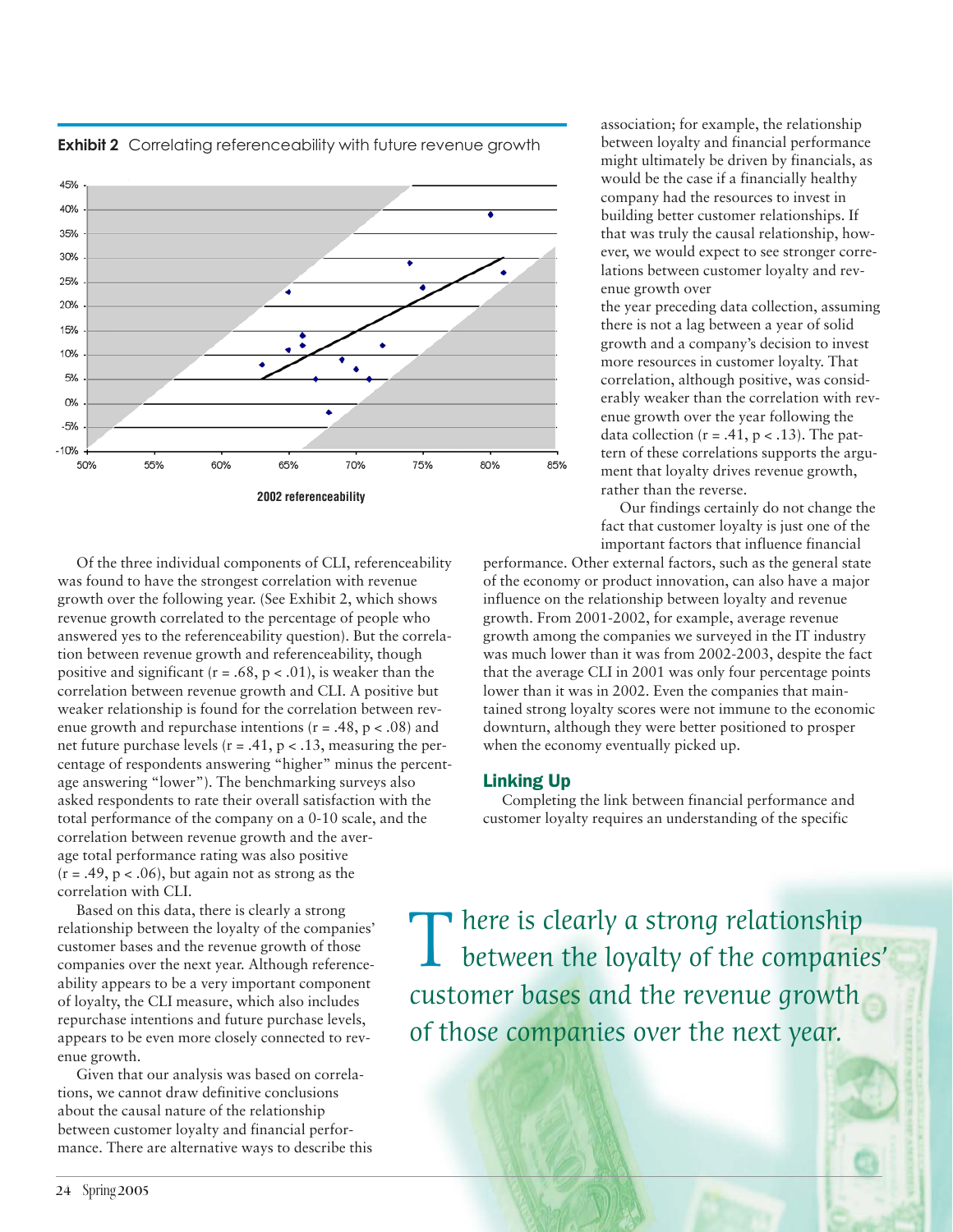**Exhibit 2** Correlating referenceability with future revenue growth

2002 referenceability

Of the three individual components of CLI, referenceability was found to have the strongest correlation with revenue growth over the following year. (See Exhibit 2, which shows revenue growth correlated to the percentage of people who answered yes to the referenceability question). But the correlation between revenue growth and referenceability, though positive and significant ($r = .68$, $p < .01$), is weaker than the correlation between revenue growth and CLI. A positive but weaker relationship is found for the correlation between revenue growth and repurchase intentions ($r = .48$, $p < .08$) and net future purchase levels ($r = .41$, $p < .13$, measuring the percentage of respondents answering "higher" minus the percentage answering "lower"). The benchmarking surveys also asked respondents to rate their overall satisfaction with the total performance of the company on a 0-10 scale, and the correlation between revenue growth and the average total performance rating was also positive ($r = .49$, $p < .06$), but again not as strong as the correlation with CLI.

Based on this data, there is clearly a strong relationship between the loyalty of the companies' customer bases and the revenue growth of those companies over the next year. Although referenceability appears to be a very important component of loyalty, the CLI measure, which also includes repurchase intentions and future purchase levels, appears to be even more closely connected to revenue growth.

Given that our analysis was based on correlations, we cannot draw definitive conclusions about the causal nature of the relationship between customer loyalty and financial performance. There are alternative ways to describe this association; for example, the relationship between loyalty and financial performance might ultimately be driven by financials, as would be the case if a financially healthy company had the resources to invest in building better customer relationships. If that was truly the causal relationship, however, we would expect to see stronger correlations between customer loyalty and revenue growth over the year preceding data collection, assuming there is not a lag between a year of solid growth and a company's decision to invest more resources in customer loyalty. That correlation, although positive, was considerably weaker than the correlation with revenue growth over the year following the data collection ($r = .41$, $p < .13$). The pattern of these correlations supports the argument that loyalty drives revenue growth, rather than the reverse.

Our findings certainly do not change the fact that customer loyalty is just one of the important factors that influence financial performance. Other external factors, such as the general state of the economy or product innovation, can also have a major influence on the relationship between loyalty and revenue growth. From 2001-2002, for example, average revenue growth among the companies we surveyed in the IT industry was much lower than it was from 2002-2003, despite the fact that the average CLI in 2001 was only four percentage points lower than it was in 2002. Even the companies that maintained strong loyalty scores were not immune to the economic downturn, although they were better positioned to prosper when the economy eventually picked up.

## Linking Up

Completing the link between financial performance and customer loyalty requires an understanding of the specific

*There is clearly a strong relationship between the loyalty of the companies' customer bases and the revenue growth of those companies over the next year.*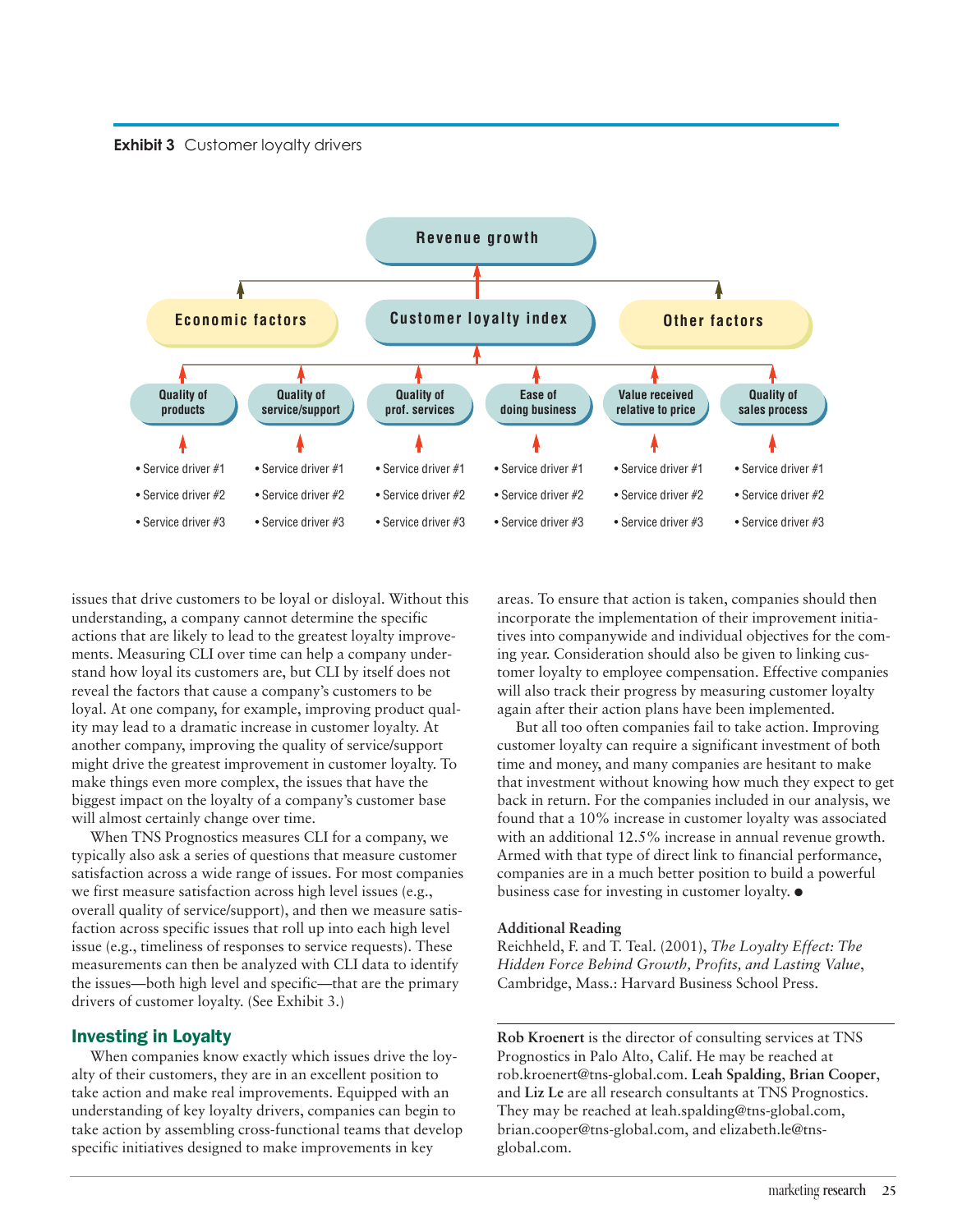**Exhibit 3** Customer loyalty drivers

Revenue growth

Economic factors

Customer loyalty index

Other factors

Quality of products

Quality of service/support

Quality of prof. services

Ease of doing business

Value received relative to price

Quality of sales process

• Service driver #1
• Service driver #2
• Service driver #3

issues that drive customers to be loyal or disloyal. Without this understanding, a company cannot determine the specific actions that are likely to lead to the greatest loyalty improvements. Measuring CLI over time can help a company understand how loyal its customers are, but CLI by itself does not reveal the factors that cause a company's customers to be loyal. At one company, for example, improving product quality may lead to a dramatic increase in customer loyalty. At another company, improving the quality of service/support might drive the greatest improvement in customer loyalty. To make things even more complex, the issues that have the biggest impact on the loyalty of a company's customer base will almost certainly change over time.

When TNS Prognostics measures CLI for a company, we typically also ask a series of questions that measure customer satisfaction across a wide range of issues. For most companies we first measure satisfaction across high level issues (e.g., overall quality of service/support), and then we measure satisfaction across specific issues that roll up into each high level issue (e.g., timeliness of responses to service requests). These measurements can then be analyzed with CLI data to identify the issues—both high level and specific—that are the primary drivers of customer loyalty. (See Exhibit 3.)

## Investing in Loyalty

When companies know exactly which issues drive the loyalty of their customers, they are in an excellent position to take action and make real improvements. Equipped with an understanding of key loyalty drivers, companies can begin to take action by assembling cross-functional teams that develop specific initiatives designed to make improvements in key areas. To ensure that action is taken, companies should then incorporate the implementation of their improvement initiatives into companywide and individual objectives for the coming year. Consideration should also be given to linking customer loyalty to employee compensation. Effective companies will also track their progress by measuring customer loyalty again after their action plans have been implemented.

But all too often companies fail to take action. Improving customer loyalty can require a significant investment of both time and money, and many companies are hesitant to make that investment without knowing how much they expect to get back in return. For the companies included in our analysis, we found that a 10% increase in customer loyalty was associated with an additional 12.5% increase in annual revenue growth. Armed with that type of direct link to financial performance, companies are in a much better position to build a powerful business case for investing in customer loyalty. ●

**Additional Reading**

Reichheld, F. and T. Teal. (2001), *The Loyalty Effect: The Hidden Force Behind Growth, Profits, and Lasting Value*, Cambridge, Mass.: Harvard Business School Press.

**Rob Kroenert** is the director of consulting services at TNS Prognostics in Palo Alto, Calif. He may be reached at rob.kroenert@tns-global.com. **Leah Spalding**, **Brian Cooper**, and **Liz Le** are all research consultants at TNS Prognostics. They may be reached at leah.spalding@tns-global.com, brian.cooper@tns-global.com, and elizabeth.le@tns-global.com.